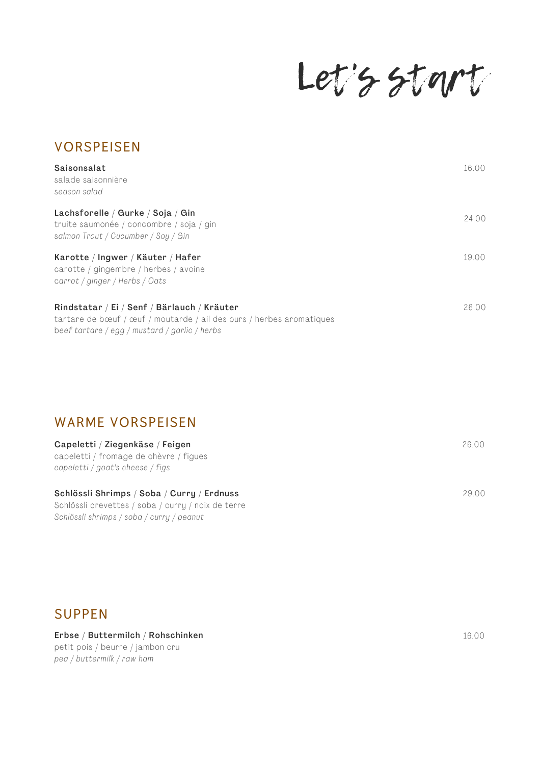# Let's start

## VORSPEISEN

**Saisonsalat** — 16.00
salade saisonnière
*season salad*

**Lachsforelle / Gurke / Soja / Gin** — 24.00
truite saumonée / concombre / soja / gin
*salmon Trout / Cucumber / Soy / Gin*

**Karotte / Ingwer / Käuter / Hafer** — 19.00
carotte / gingembre / herbes / avoine
*carrot / ginger / Herbs / Oats*

**Rindstatar / Ei / Senf / Bärlauch / Kräuter** — 26.00
tartare de bœuf / œuf / moutarde / ail des ours / herbes aromatiques
*beef tartare / egg / mustard / garlic / herbs*

## WARME VORSPEISEN

**Capeletti / Ziegenkäse / Feigen** — 26.00
capeletti / fromage de chèvre / figues
*capeletti / goat's cheese / figs*

**Schlössli Shrimps / Soba / Curry / Erdnuss** — 29.00
Schlössli crevettes / soba / curry / noix de terre
*Schlössli shrimps / soba / curry / peanut*

## SUPPEN

**Erbse / Buttermilch / Rohschinken** — 16.00
petit pois / beurre / jambon cru
*pea / buttermilk / raw ham*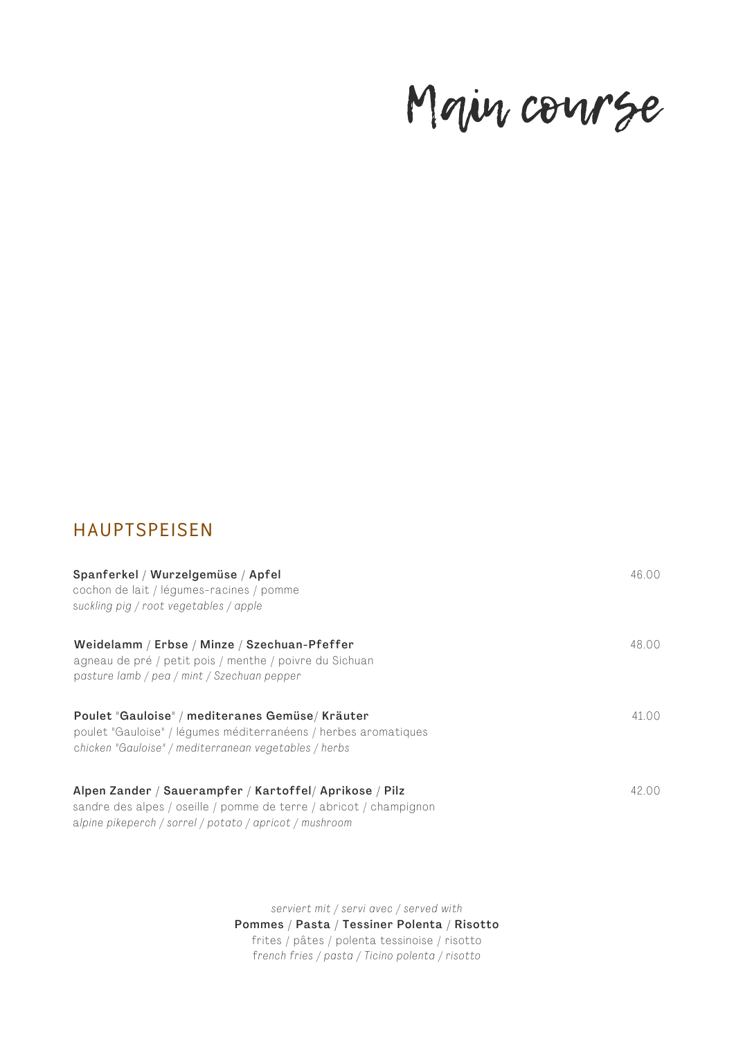# Main course

## HAUPTSPEISEN

**Spanferkel / Wurzelgemüse / Apfel** — 46.00
cochon de lait / légumes-racines / pomme
*suckling pig / root vegetables / apple*

**Weidelamm / Erbse / Minze / Szechuan-Pfeffer** — 48.00
agneau de pré / petit pois / menthe / poivre du Sichuan
*pasture lamb / pea / mint / Szechuan pepper*

**Poulet "Gauloise" / mediteranes Gemüse/ Kräuter** — 41.00
poulet "Gauloise" / légumes méditerranéens / herbes aromatiques
*chicken "Gauloise" / mediterranean vegetables / herbs*

**Alpen Zander / Sauerampfer / Kartoffel/ Aprikose / Pilz** — 42.00
sandre des alpes / oseille / pomme de terre / abricot / champignon
*alpine pikeperch / sorrel / potato / apricot / mushroom*

*serviert mit / servi avec / served with*
**Pommes / Pasta / Tessiner Polenta / Risotto**
frites / pâtes / polenta tessinoise / risotto
*french fries / pasta / Ticino polenta / risotto*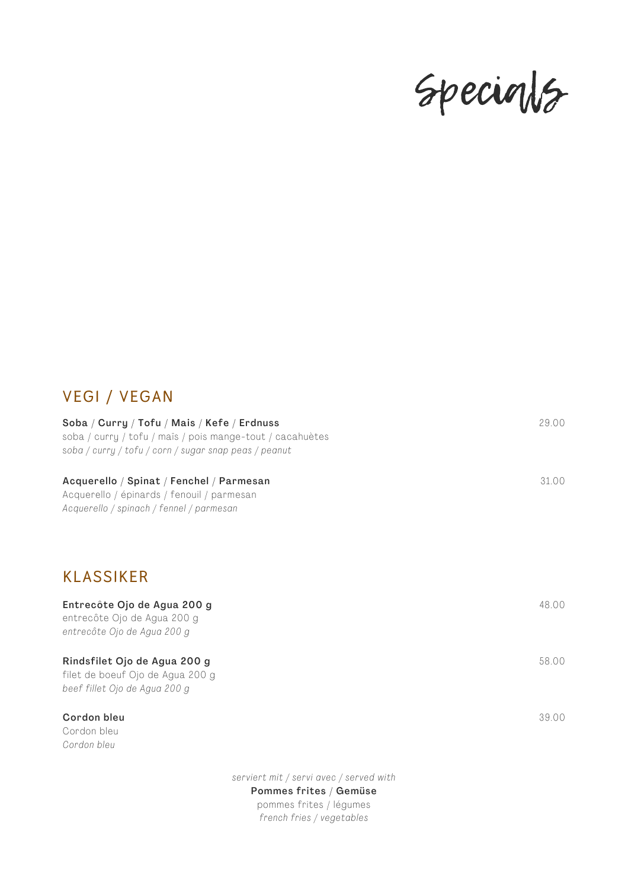# Specials

## VEGI / VEGAN

**Soba** / **Curry** / **Tofu** / **Mais** / **Kefe** / **Erdnuss** 29.00
soba / curry / tofu / maïs / pois mange-tout / cacahuètes
*soba / curry / tofu / corn / sugar snap peas / peanut*

**Acquerello** / **Spinat** / **Fenchel** / **Parmesan** 31.00
Acquerello / épinards / fenouil / parmesan
*Acquerello / spinach / fennel / parmesan*

## KLASSIKER

**Entrecôte Ojo de Agua 200 g** 48.00
entrecôte Ojo de Agua 200 g
*entrecôte Ojo de Agua 200 g*

**Rindsfilet Ojo de Agua 200 g** 58.00
filet de boeuf Ojo de Agua 200 g
*beef fillet Ojo de Agua 200 g*

**Cordon bleu** 39.00
Cordon bleu
*Cordon bleu*

*serviert mit / servi avec / served with*
**Pommes frites** / **Gemüse**
pommes frites / légumes
*french fries / vegetables*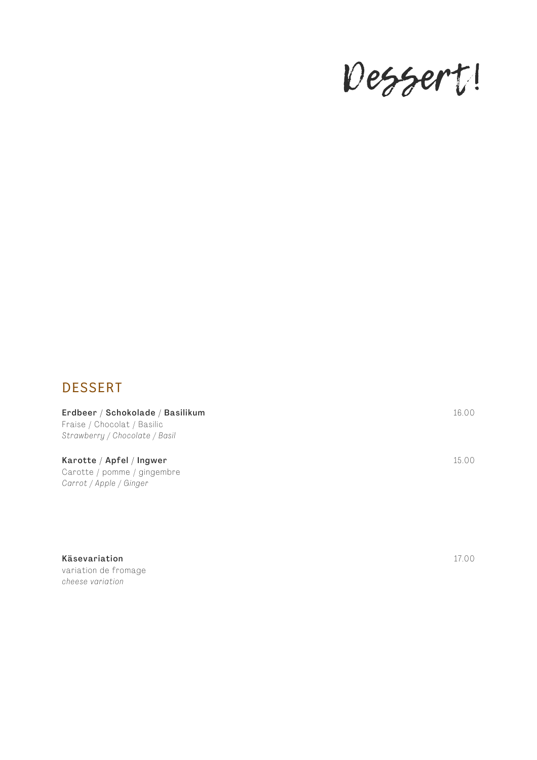# Dessert!

## DESSERT

**Erdbeer** / **Schokolade** / **Basilikum** 16.00
Fraise / Chocolat / Basilic
*Strawberry / Chocolate / Basil*

**Karotte** / **Apfel** / **Ingwer** 15.00
Carotte / pomme / gingembre
*Carrot / Apple / Ginger*

**Käsevariation** 17.00
variation de fromage
*cheese variation*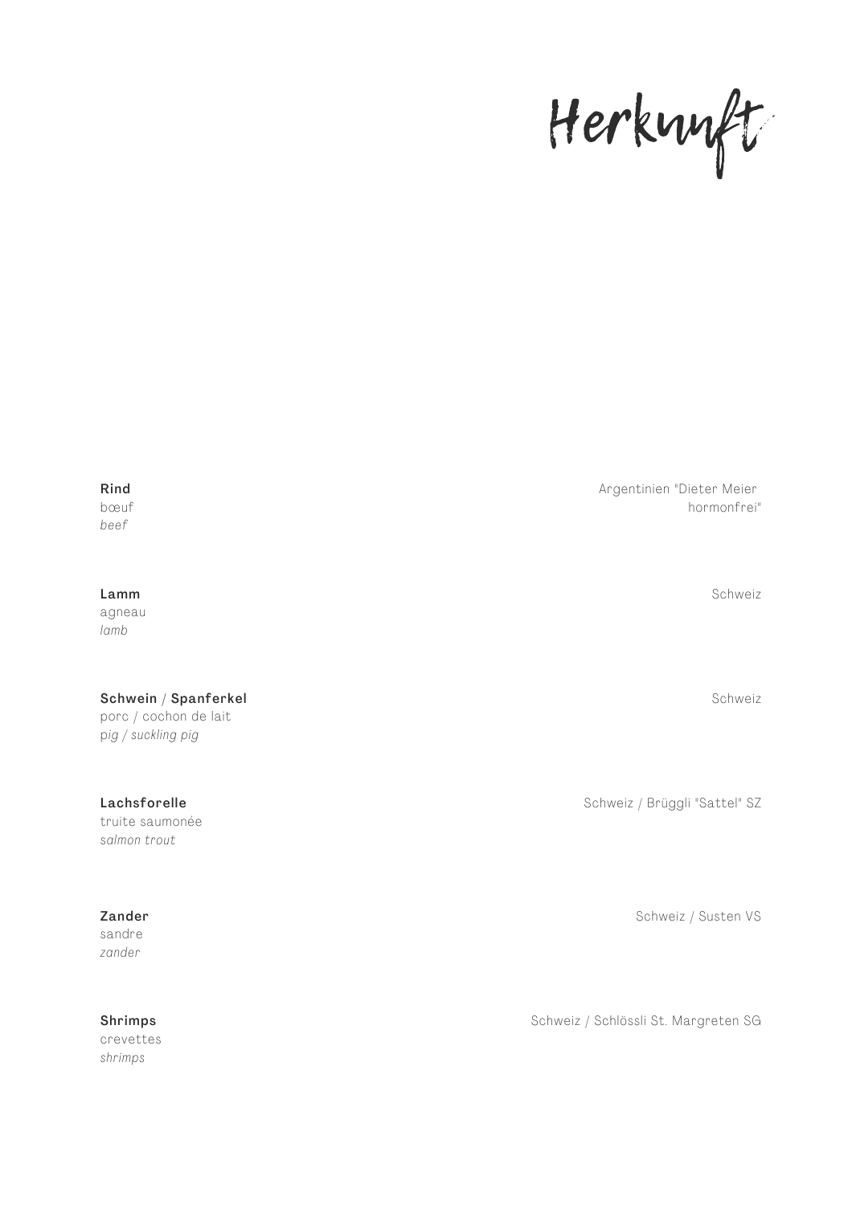# Herkunft

| | |
|---|---|
| **Rind**<br>bœuf<br>*beef* | Argentinien "Dieter Meier hormonfrei" |
| **Lamm**<br>agneau<br>*lamb* | Schweiz |
| **Schwein** / **Spanferkel**<br>porc / cochon de lait<br>*pig / suckling pig* | Schweiz |
| **Lachsforelle**<br>truite saumonée<br>*salmon trout* | Schweiz / Brüggli "Sattel" SZ |
| **Zander**<br>sandre<br>*zander* | Schweiz / Susten VS |
| **Shrimps**<br>crevettes<br>*shrimps* | Schweiz / Schlössli St. Margreten SG |